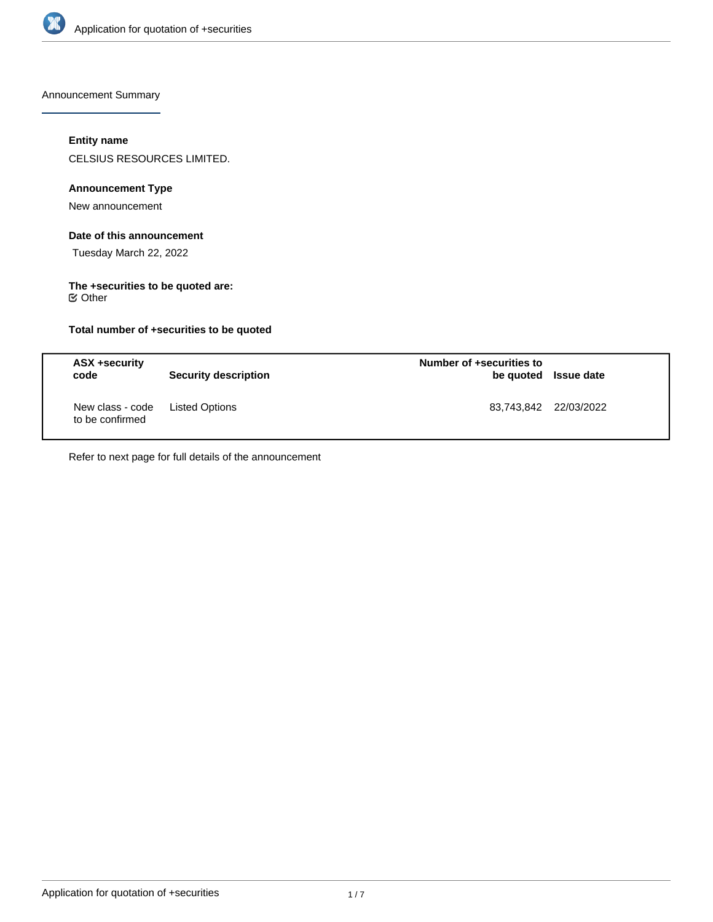Announcement Summary

**Entity name**

CELSIUS RESOURCES LIMITED.

**Announcement Type**

New announcement

**Date of this announcement**

Tuesday March 22, 2022

**The +securities to be quoted are:**

☑ Other

**Total number of +securities to be quoted**

| ASX +security code | Security description | Number of +securities to be quoted | Issue date |
|---|---|---|---|
| New class - code to be confirmed | Listed Options | 83,743,842 | 22/03/2022 |

Refer to next page for full details of the announcement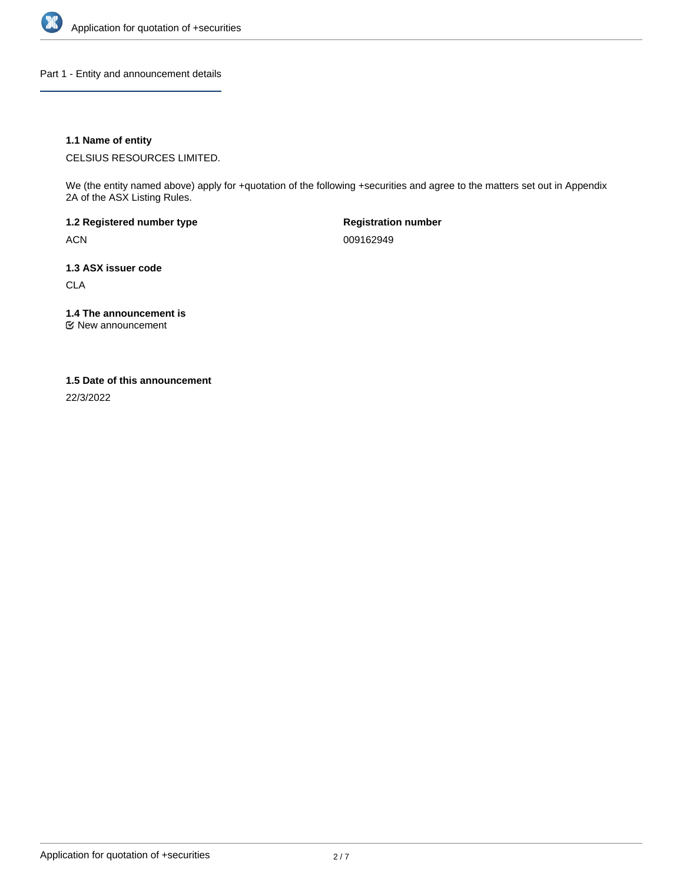## Part 1 - Entity and announcement details

### 1.1 Name of entity

CELSIUS RESOURCES LIMITED.

We (the entity named above) apply for +quotation of the following +securities and agree to the matters set out in Appendix 2A of the ASX Listing Rules.

**1.2 Registered number type**

ACN

**Registration number**

009162949

### 1.3 ASX issuer code

CLA

### 1.4 The announcement is

New announcement

### 1.5 Date of this announcement

22/3/2022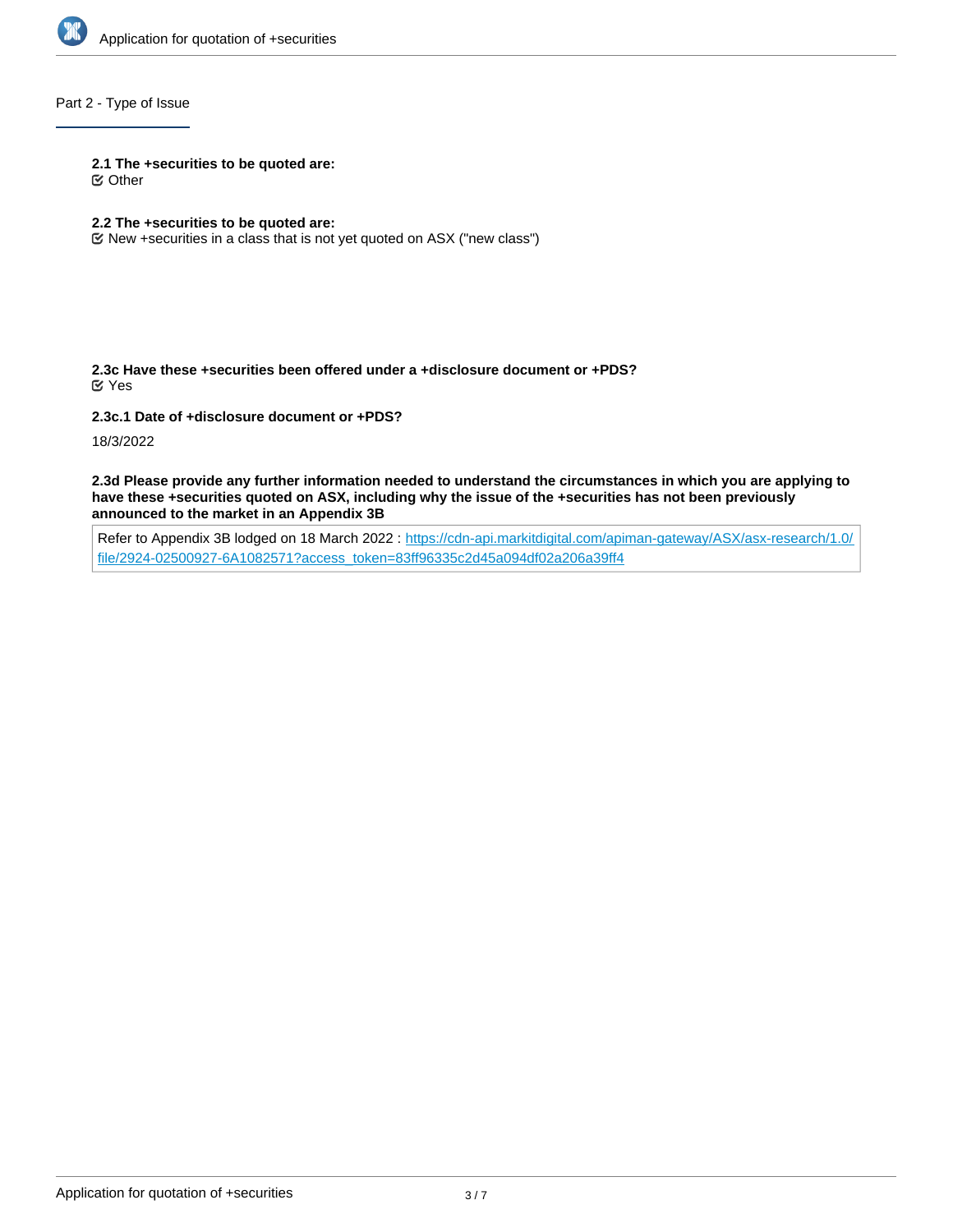## Part 2 - Type of Issue

**2.1 The +securities to be quoted are:**

☑ Other

**2.2 The +securities to be quoted are:**

☑ New +securities in a class that is not yet quoted on ASX ("new class")

**2.3c Have these +securities been offered under a +disclosure document or +PDS?**

☑ Yes

**2.3c.1 Date of +disclosure document or +PDS?**

18/3/2022

**2.3d Please provide any further information needed to understand the circumstances in which you are applying to have these +securities quoted on ASX, including why the issue of the +securities has not been previously announced to the market in an Appendix 3B**

Refer to Appendix 3B lodged on 18 March 2022 : https://cdn-api.markitdigital.com/apiman-gateway/ASX/asx-research/1.0/file/2924-02500927-6A1082571?access_token=83ff96335c2d45a094df02a206a39ff4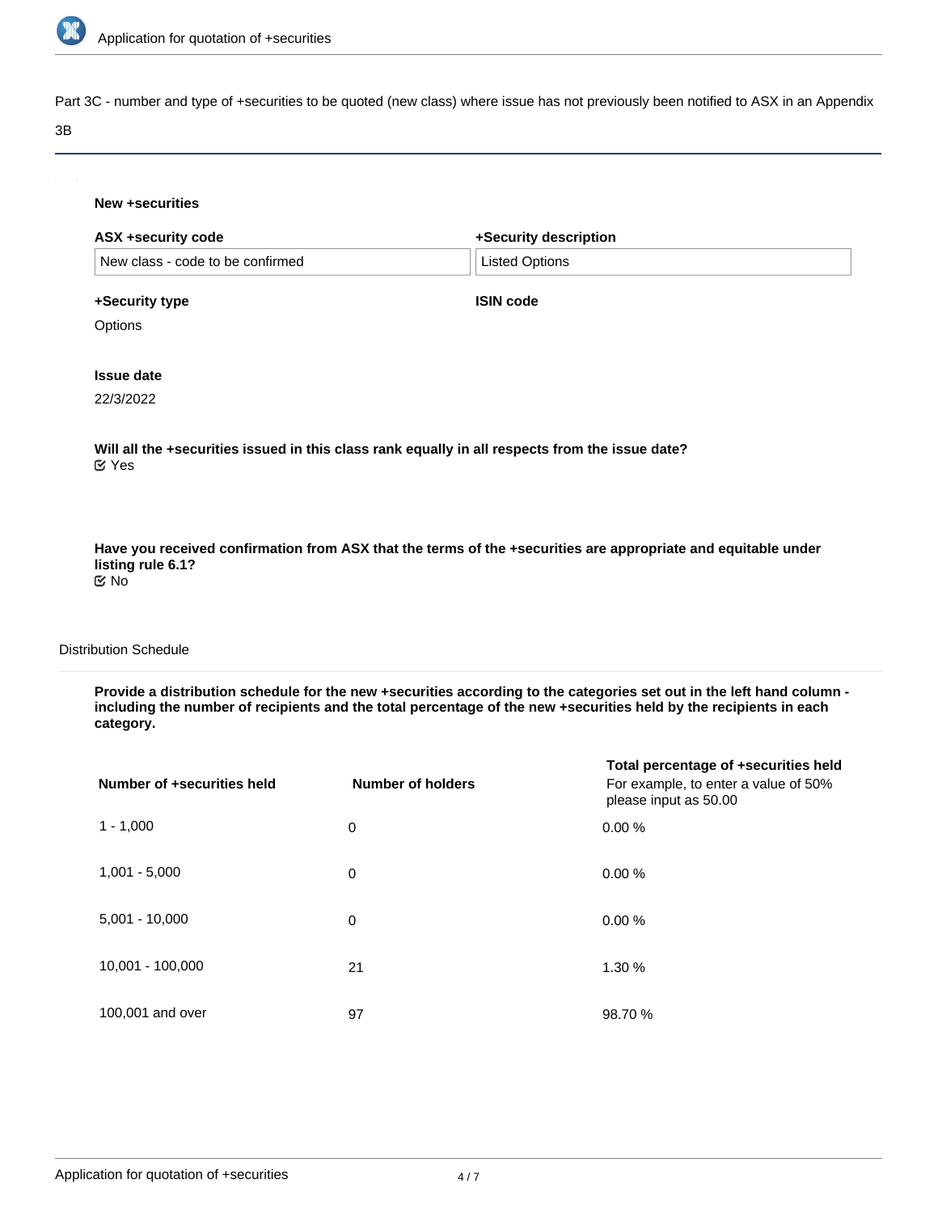## Part 3C - number and type of +securities to be quoted (new class) where issue has not previously been notified to ASX in an Appendix 3B

### New +securities

**ASX +security code**

New class - code to be confirmed

**+Security description**

Listed Options

**+Security type**

Options

**ISIN code**

**Issue date**

22/3/2022

**Will all the +securities issued in this class rank equally in all respects from the issue date?**

☑ Yes

**Have you received confirmation from ASX that the terms of the +securities are appropriate and equitable under listing rule 6.1?**

☑ No

### Distribution Schedule

**Provide a distribution schedule for the new +securities according to the categories set out in the left hand column - including the number of recipients and the total percentage of the new +securities held by the recipients in each category.**

| Number of +securities held | Number of holders | Total percentage of +securities held For example, to enter a value of 50% please input as 50.00 |
|---|---|---|
| 1 - 1,000 | 0 | 0.00 % |
| 1,001 - 5,000 | 0 | 0.00 % |
| 5,001 - 10,000 | 0 | 0.00 % |
| 10,001 - 100,000 | 21 | 1.30 % |
| 100,001 and over | 97 | 98.70 % |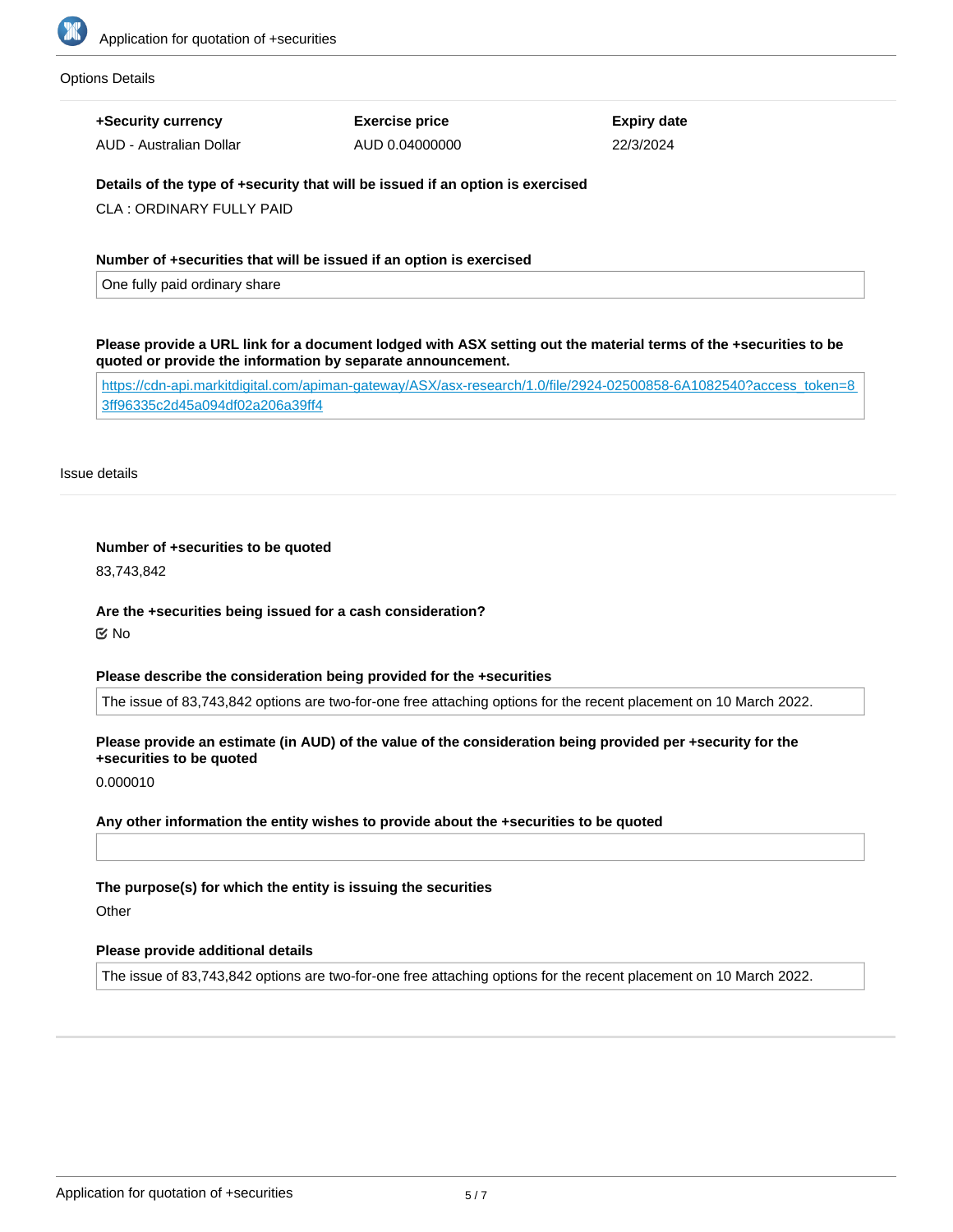## Options Details

| +Security currency | Exercise price | Expiry date |
|---|---|---|
| AUD - Australian Dollar | AUD 0.04000000 | 22/3/2024 |

**Details of the type of +security that will be issued if an option is exercised**

CLA : ORDINARY FULLY PAID

**Number of +securities that will be issued if an option is exercised**

One fully paid ordinary share

**Please provide a URL link for a document lodged with ASX setting out the material terms of the +securities to be quoted or provide the information by separate announcement.**

https://cdn-api.markitdigital.com/apiman-gateway/ASX/asx-research/1.0/file/2924-02500858-6A1082540?access_token=83ff96335c2d45a094df02a206a39ff4

## Issue details

**Number of +securities to be quoted**

83,743,842

**Are the +securities being issued for a cash consideration?**

☑ No

**Please describe the consideration being provided for the +securities**

The issue of 83,743,842 options are two-for-one free attaching options for the recent placement on 10 March 2022.

**Please provide an estimate (in AUD) of the value of the consideration being provided per +security for the +securities to be quoted**

0.000010

**Any other information the entity wishes to provide about the +securities to be quoted**

**The purpose(s) for which the entity is issuing the securities**

Other

**Please provide additional details**

The issue of 83,743,842 options are two-for-one free attaching options for the recent placement on 10 March 2022.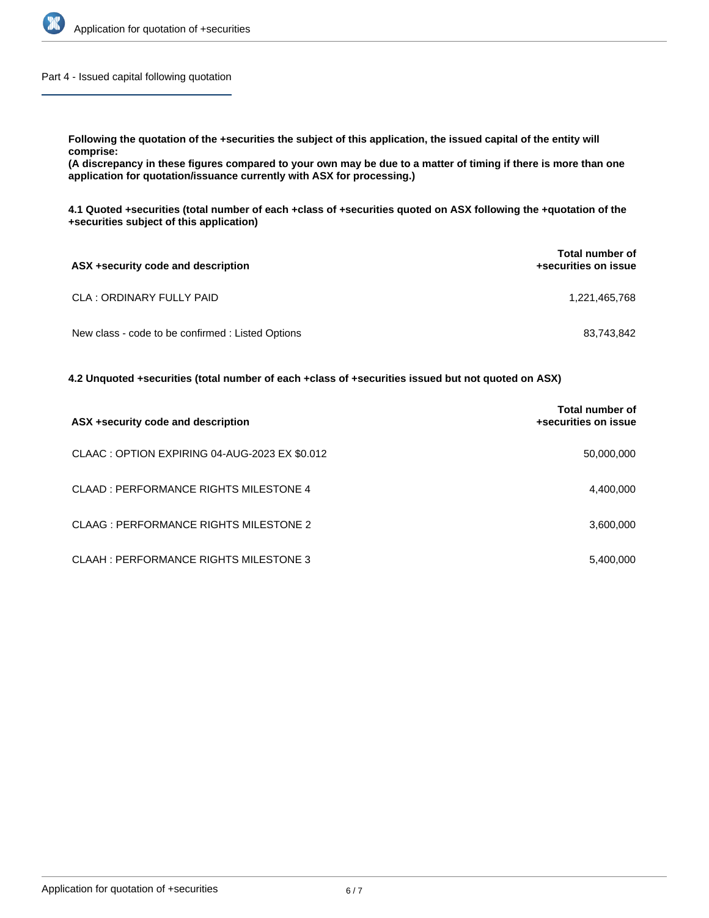## Part 4 - Issued capital following quotation

**Following the quotation of the +securities the subject of this application, the issued capital of the entity will comprise:**
**(A discrepancy in these figures compared to your own may be due to a matter of timing if there is more than one application for quotation/issuance currently with ASX for processing.)**

**4.1 Quoted +securities (total number of each +class of +securities quoted on ASX following the +quotation of the +securities subject of this application)**

| ASX +security code and description | Total number of +securities on issue |
|---|---|
| CLA : ORDINARY FULLY PAID | 1,221,465,768 |
| New class - code to be confirmed : Listed Options | 83,743,842 |

**4.2 Unquoted +securities (total number of each +class of +securities issued but not quoted on ASX)**

| ASX +security code and description | Total number of +securities on issue |
|---|---|
| CLAAC : OPTION EXPIRING 04-AUG-2023 EX $0.012 | 50,000,000 |
| CLAAD : PERFORMANCE RIGHTS MILESTONE 4 | 4,400,000 |
| CLAAG : PERFORMANCE RIGHTS MILESTONE 2 | 3,600,000 |
| CLAAH : PERFORMANCE RIGHTS MILESTONE 3 | 5,400,000 |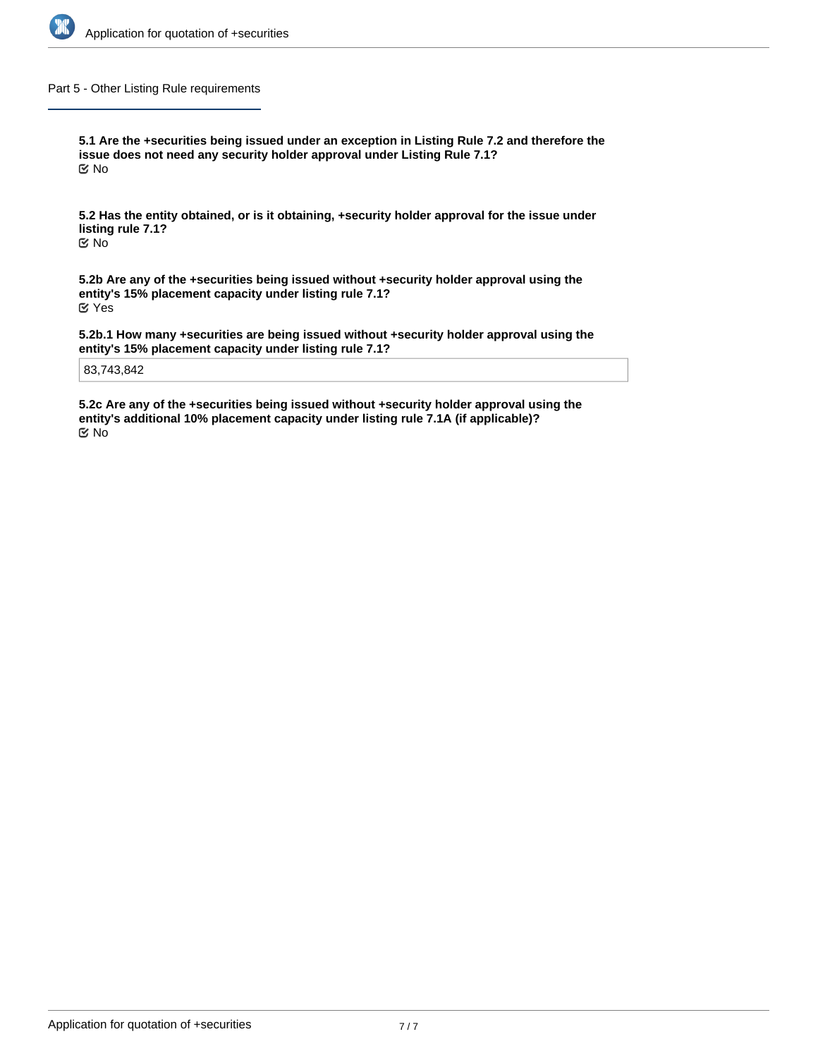## Part 5 - Other Listing Rule requirements

**5.1 Are the +securities being issued under an exception in Listing Rule 7.2 and therefore the issue does not need any security holder approval under Listing Rule 7.1?**

No

**5.2 Has the entity obtained, or is it obtaining, +security holder approval for the issue under listing rule 7.1?**

No

**5.2b Are any of the +securities being issued without +security holder approval using the entity's 15% placement capacity under listing rule 7.1?**

Yes

**5.2b.1 How many +securities are being issued without +security holder approval using the entity's 15% placement capacity under listing rule 7.1?**

83,743,842

**5.2c Are any of the +securities being issued without +security holder approval using the entity's additional 10% placement capacity under listing rule 7.1A (if applicable)?**

No